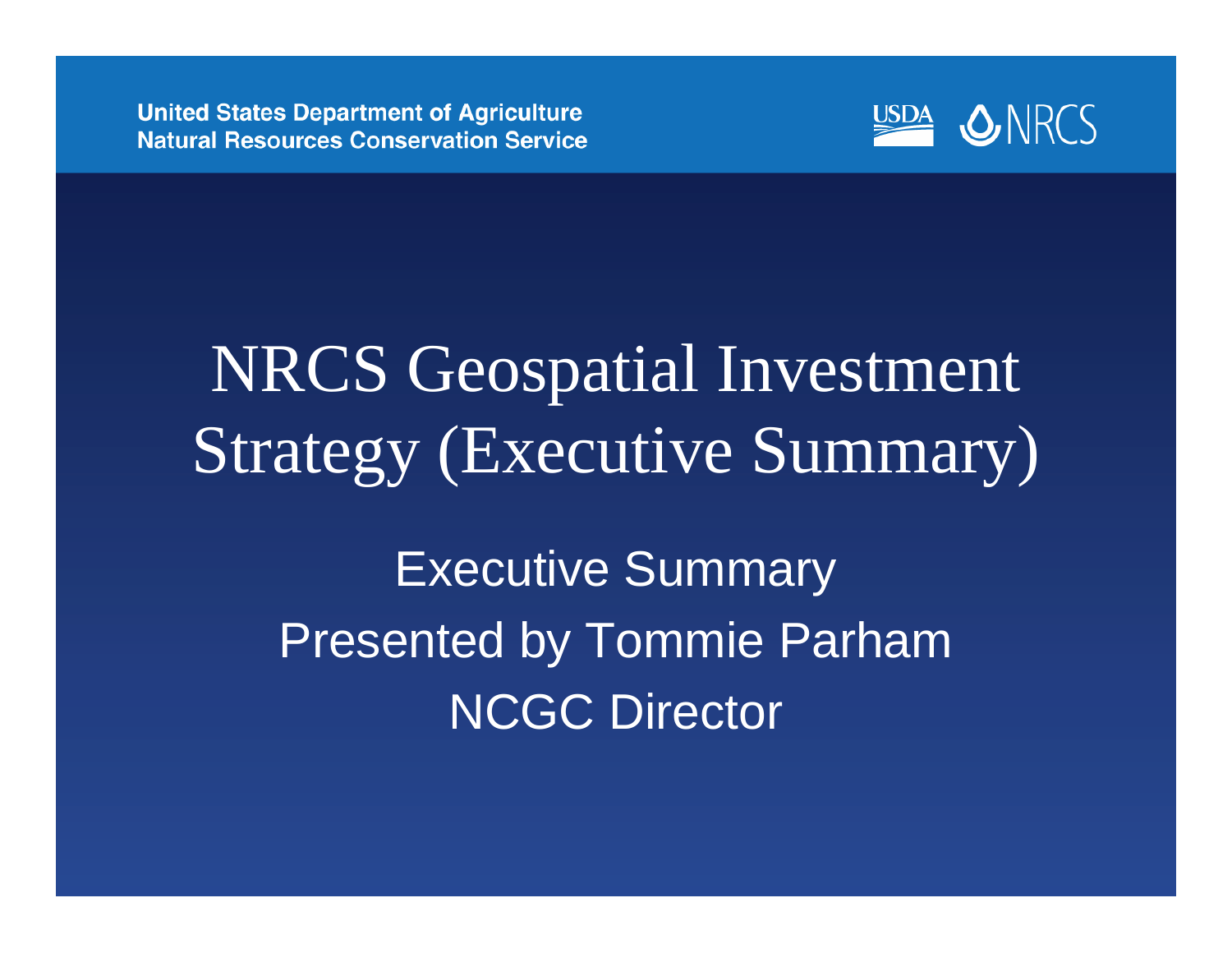United States Department of Agriculture
Natural Resources Conservation Service

USDA NRCS

# NRCS Geospatial Investment Strategy (Executive Summary)

Executive Summary
Presented by Tommie Parham
NCGC Director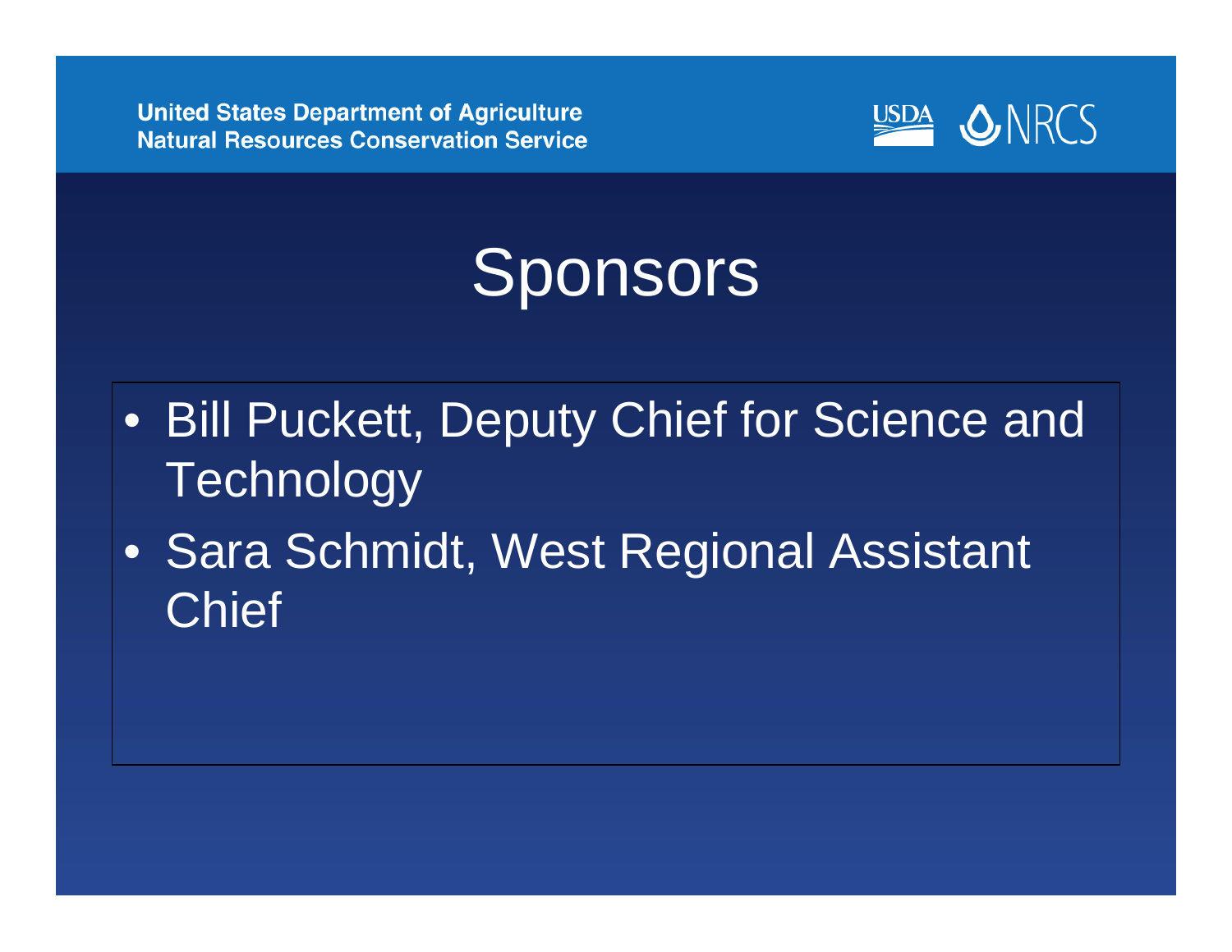# Sponsors

- Bill Puckett, Deputy Chief for Science and Technology
- Sara Schmidt, West Regional Assistant Chief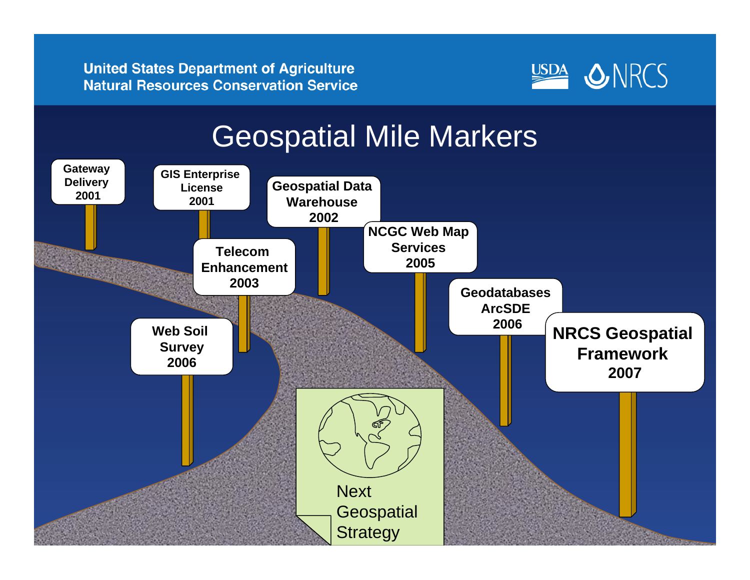United States Department of Agriculture
Natural Resources Conservation Service

# Geospatial Mile Markers

- Gateway Delivery 2001
- GIS Enterprise License 2001
- Geospatial Data Warehouse 2002
- Telecom Enhancement 2003
- NCGC Web Map Services 2005
- Web Soil Survey 2006
- Geodatabases ArcSDE 2006
- NRCS Geospatial Framework 2007

Next Geospatial Strategy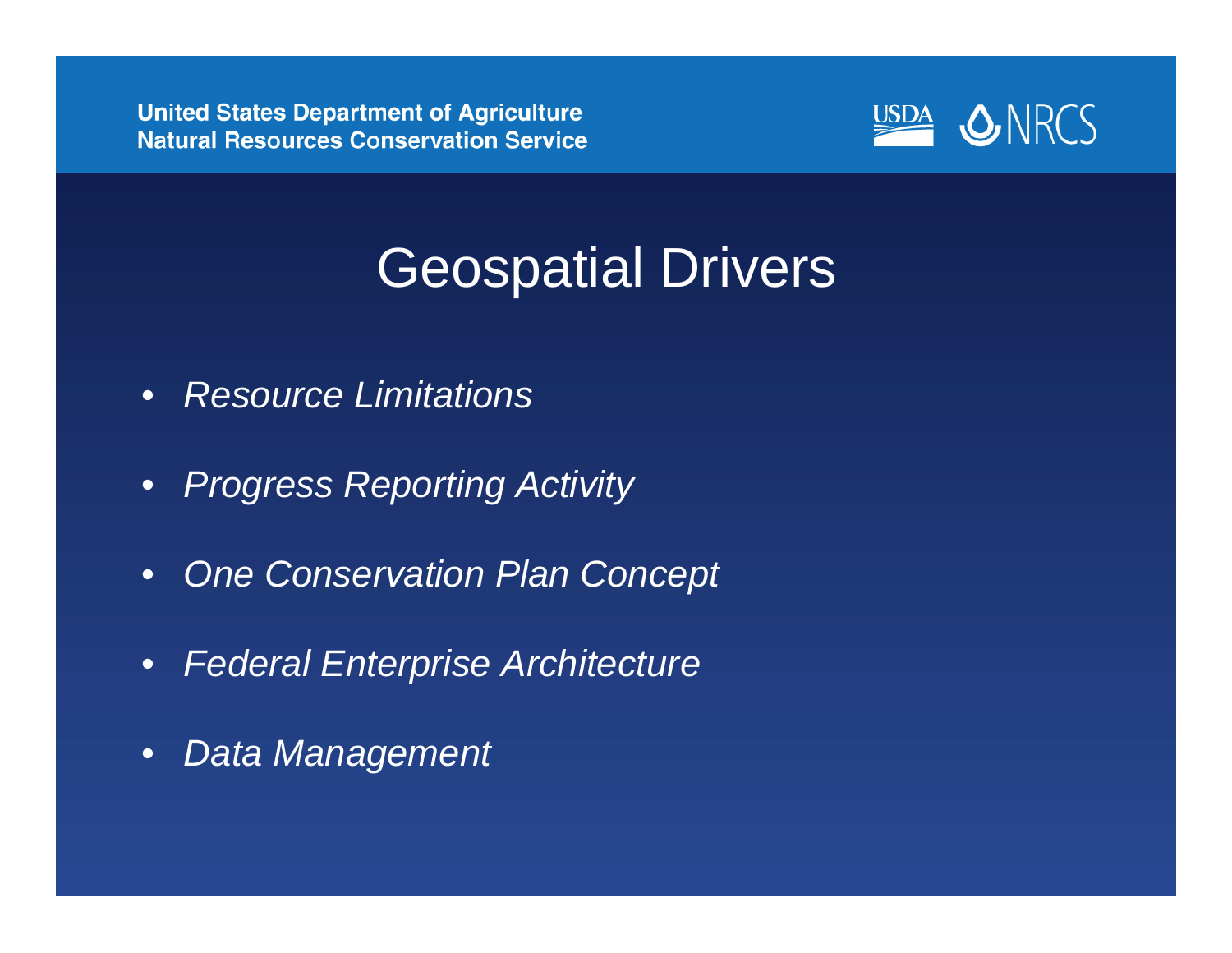United States Department of Agriculture
Natural Resources Conservation Service

# Geospatial Drivers

- *Resource Limitations*
- *Progress Reporting Activity*
- *One Conservation Plan Concept*
- *Federal Enterprise Architecture*
- *Data Management*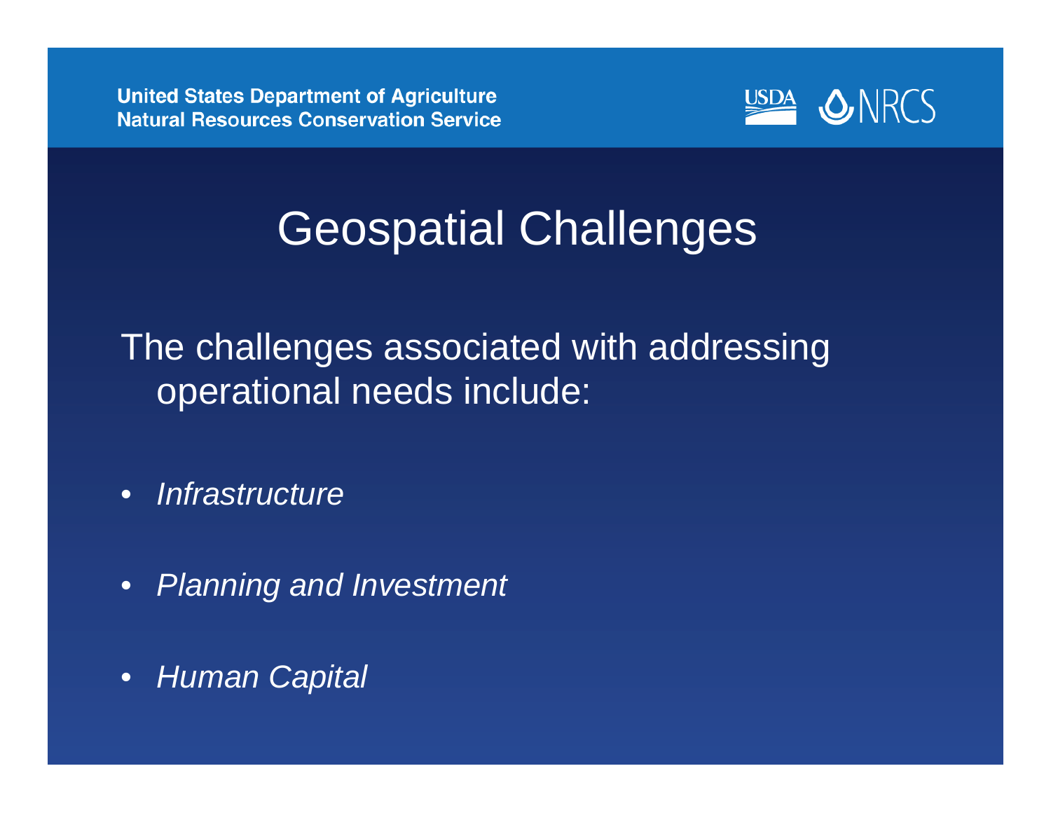# Geospatial Challenges

The challenges associated with addressing operational needs include:

- *Infrastructure*
- *Planning and Investment*
- *Human Capital*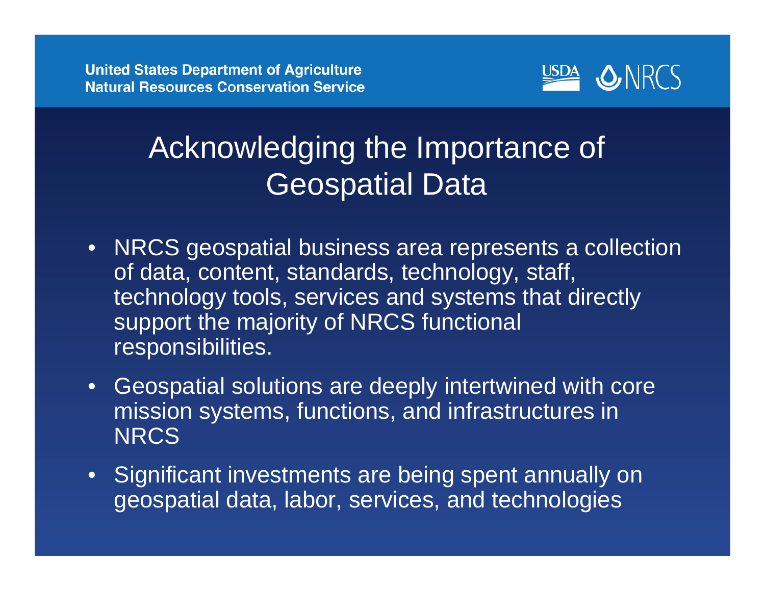# Acknowledging the Importance of Geospatial Data

- NRCS geospatial business area represents a collection of data, content, standards, technology, staff, technology tools, services and systems that directly support the majority of NRCS functional responsibilities.
- Geospatial solutions are deeply intertwined with core mission systems, functions, and infrastructures in NRCS
- Significant investments are being spent annually on geospatial data, labor, services, and technologies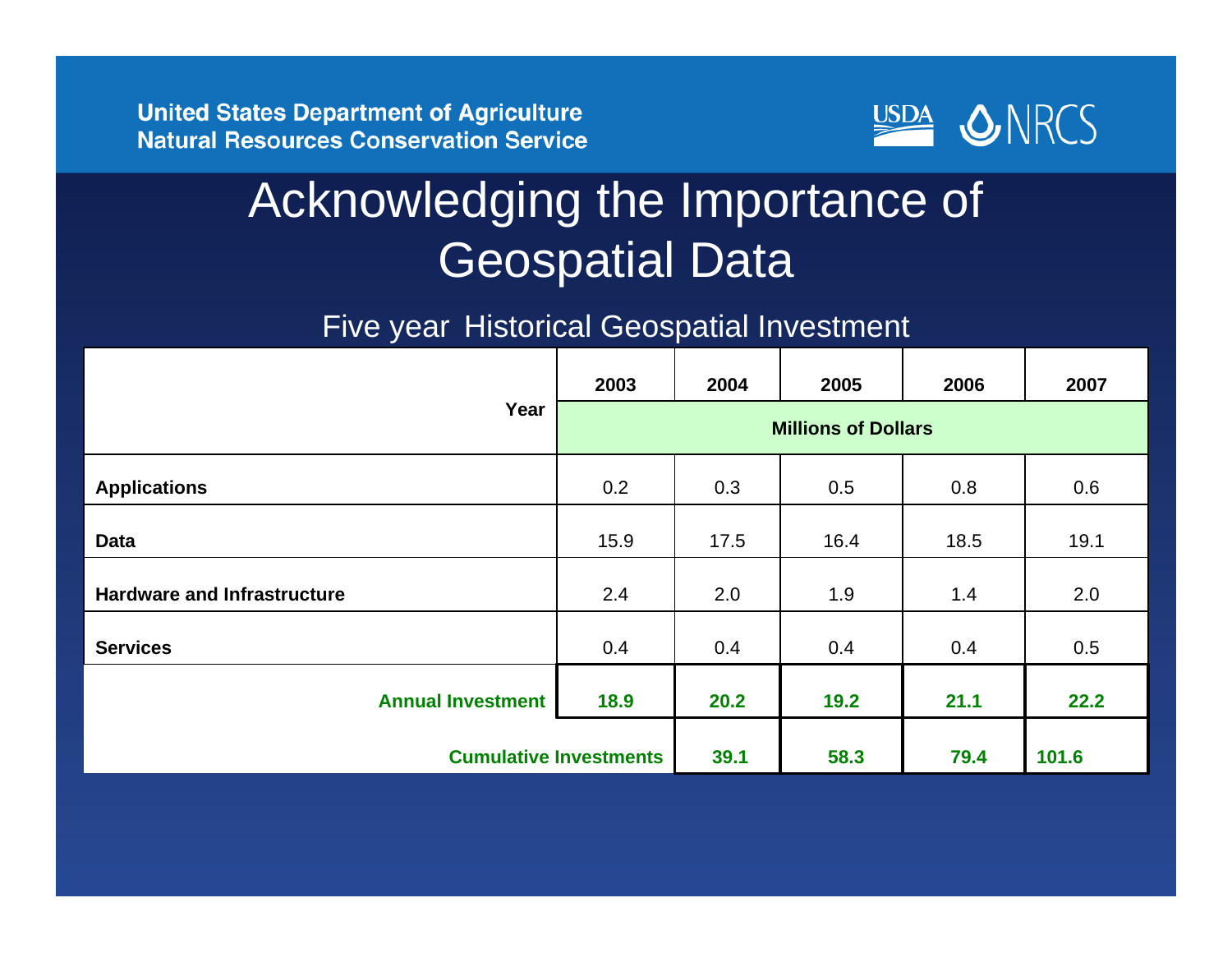United States Department of Agriculture
Natural Resources Conservation Service

# Acknowledging the Importance of Geospatial Data

## Five year Historical Geospatial Investment

| Year | 2003 | 2004 | 2005 | 2006 | 2007 |
|---|---|---|---|---|---|
| | Millions of Dollars | | | | |
| **Applications** | 0.2 | 0.3 | 0.5 | 0.8 | 0.6 |
| **Data** | 15.9 | 17.5 | 16.4 | 18.5 | 19.1 |
| **Hardware and Infrastructure** | 2.4 | 2.0 | 1.9 | 1.4 | 2.0 |
| **Services** | 0.4 | 0.4 | 0.4 | 0.4 | 0.5 |
| **Annual Investment** | **18.9** | **20.2** | **19.2** | **21.1** | **22.2** |
| **Cumulative Investments** | | **39.1** | **58.3** | **79.4** | **101.6** |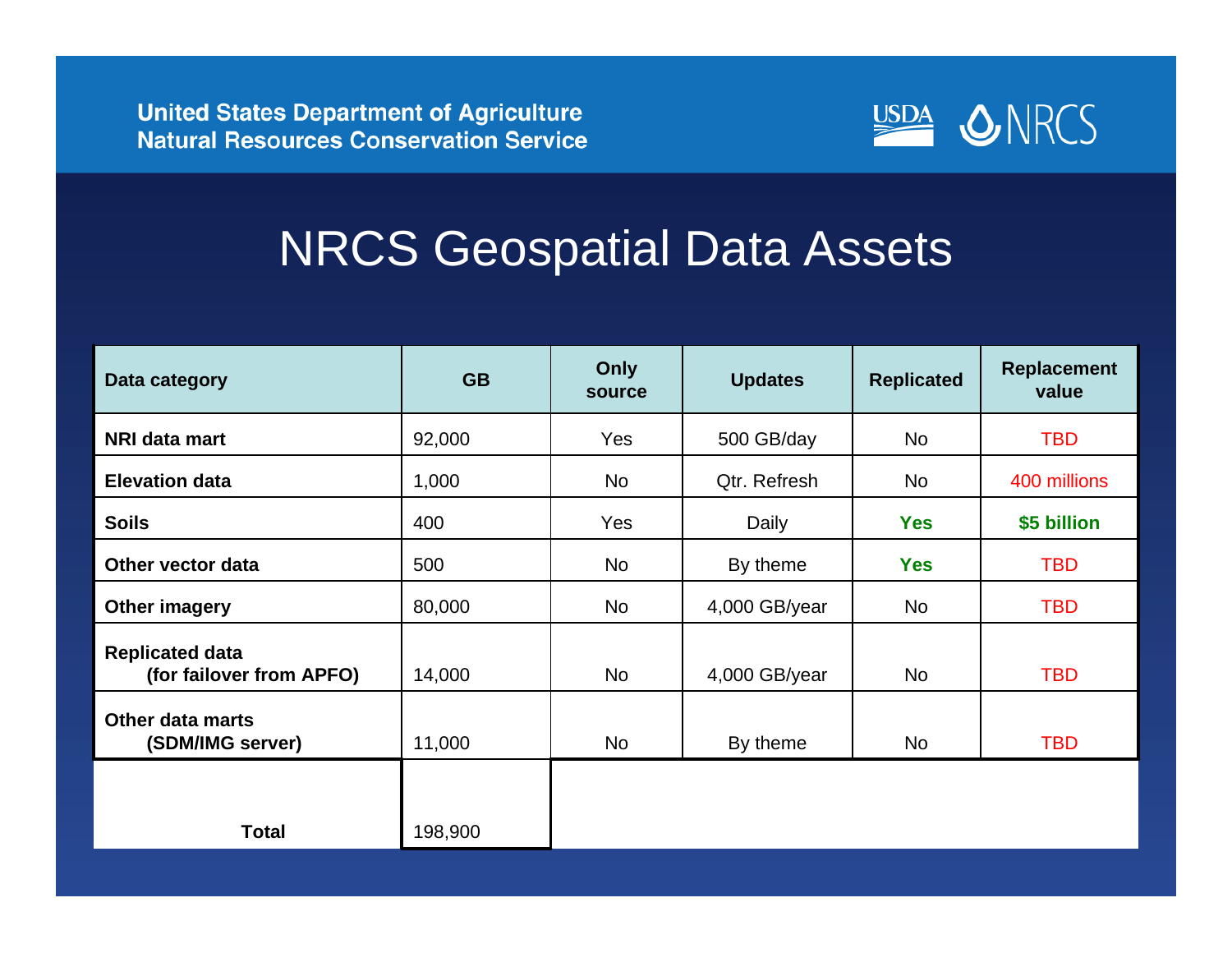United States Department of Agriculture
Natural Resources Conservation Service

# NRCS Geospatial Data Assets

| Data category | GB | Only source | Updates | Replicated | Replacement value |
|---|---|---|---|---|---|
| **NRI data mart** | 92,000 | Yes | 500 GB/day | No | TBD |
| **Elevation data** | 1,000 | No | Qtr. Refresh | No | 400 millions |
| **Soils** | 400 | Yes | Daily | **Yes** | **$5 billion** |
| **Other vector data** | 500 | No | By theme | **Yes** | TBD |
| **Other imagery** | 80,000 | No | 4,000 GB/year | No | TBD |
| **Replicated data (for failover from APFO)** | 14,000 | No | 4,000 GB/year | No | TBD |
| **Other data marts (SDM/IMG server)** | 11,000 | No | By theme | No | TBD |
| **Total** | 198,900 | | | | |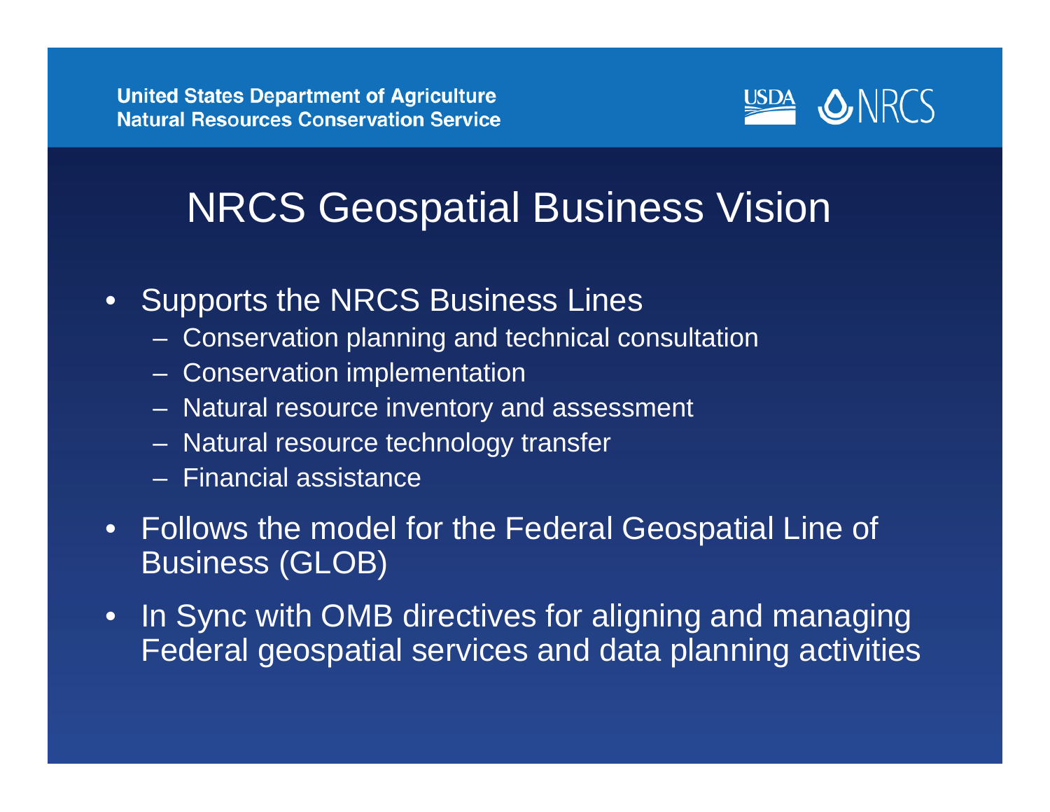# NRCS Geospatial Business Vision

- Supports the NRCS Business Lines
  - Conservation planning and technical consultation
  - Conservation implementation
  - Natural resource inventory and assessment
  - Natural resource technology transfer
  - Financial assistance
- Follows the model for the Federal Geospatial Line of Business (GLOB)
- In Sync with OMB directives for aligning and managing Federal geospatial services and data planning activities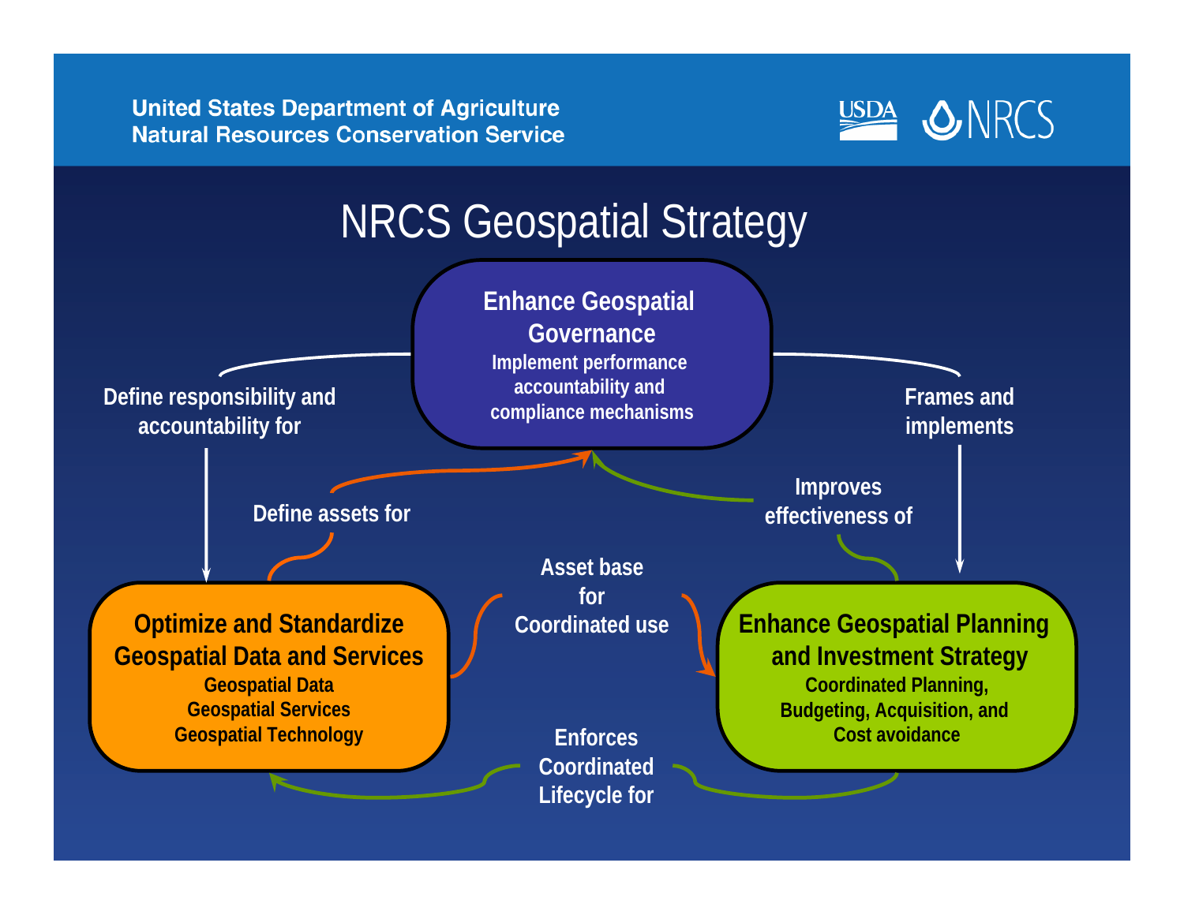United States Department of Agriculture
Natural Resources Conservation Service

USDA NRCS

# NRCS Geospatial Strategy

**Enhance Geospatial Governance**
Implement performance accountability and compliance mechanisms

**Optimize and Standardize Geospatial Data and Services**
Geospatial Data
Geospatial Services
Geospatial Technology

**Enhance Geospatial Planning and Investment Strategy**
Coordinated Planning, Budgeting, Acquisition, and Cost avoidance

Define responsibility and accountability for

Frames and implements

Define assets for

Improves effectiveness of

Asset base for Coordinated use

Enforces Coordinated Lifecycle for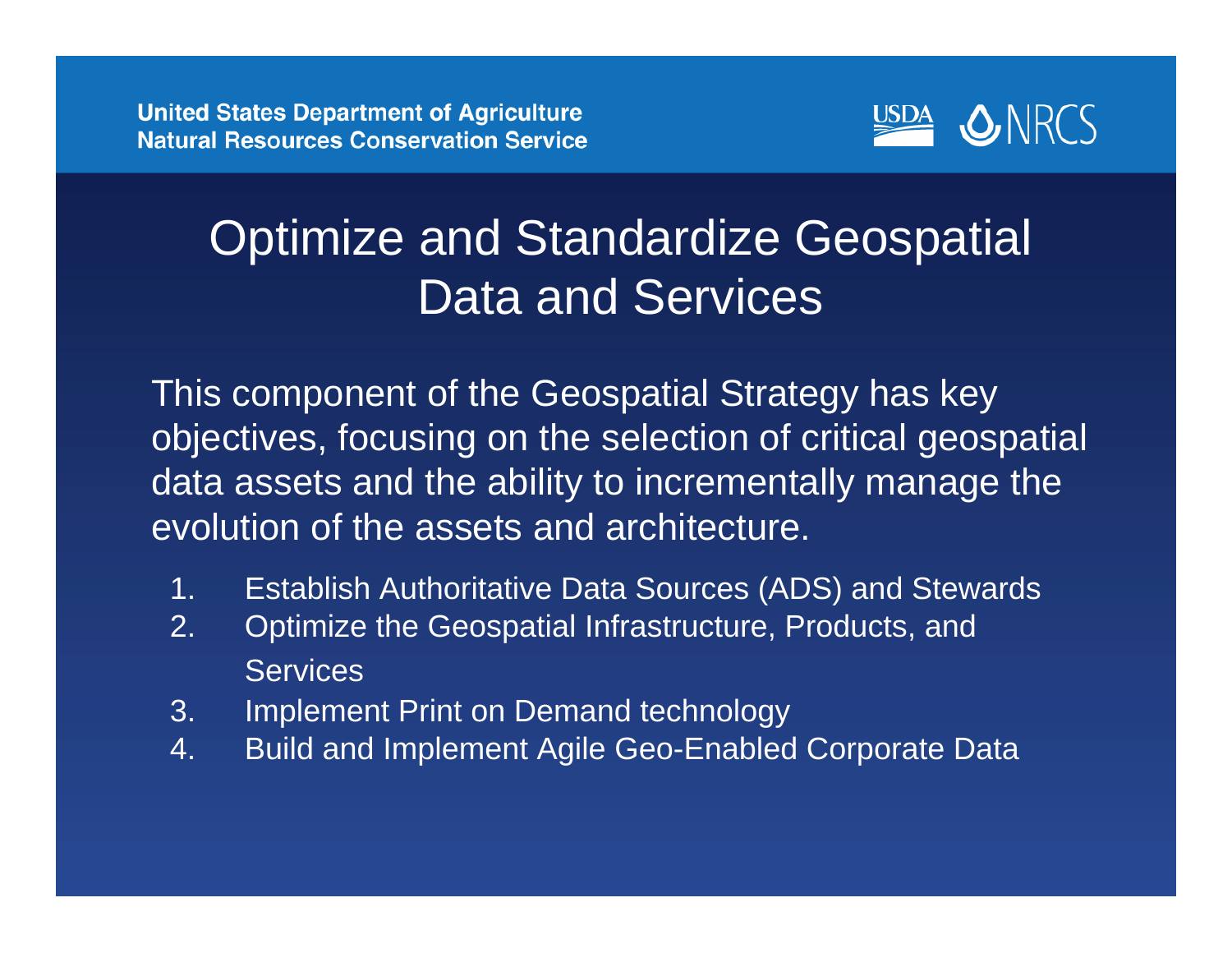# Optimize and Standardize Geospatial Data and Services

This component of the Geospatial Strategy has key objectives, focusing on the selection of critical geospatial data assets and the ability to incrementally manage the evolution of the assets and architecture.

1. Establish Authoritative Data Sources (ADS) and Stewards
2. Optimize the Geospatial Infrastructure, Products, and Services
3. Implement Print on Demand technology
4. Build and Implement Agile Geo-Enabled Corporate Data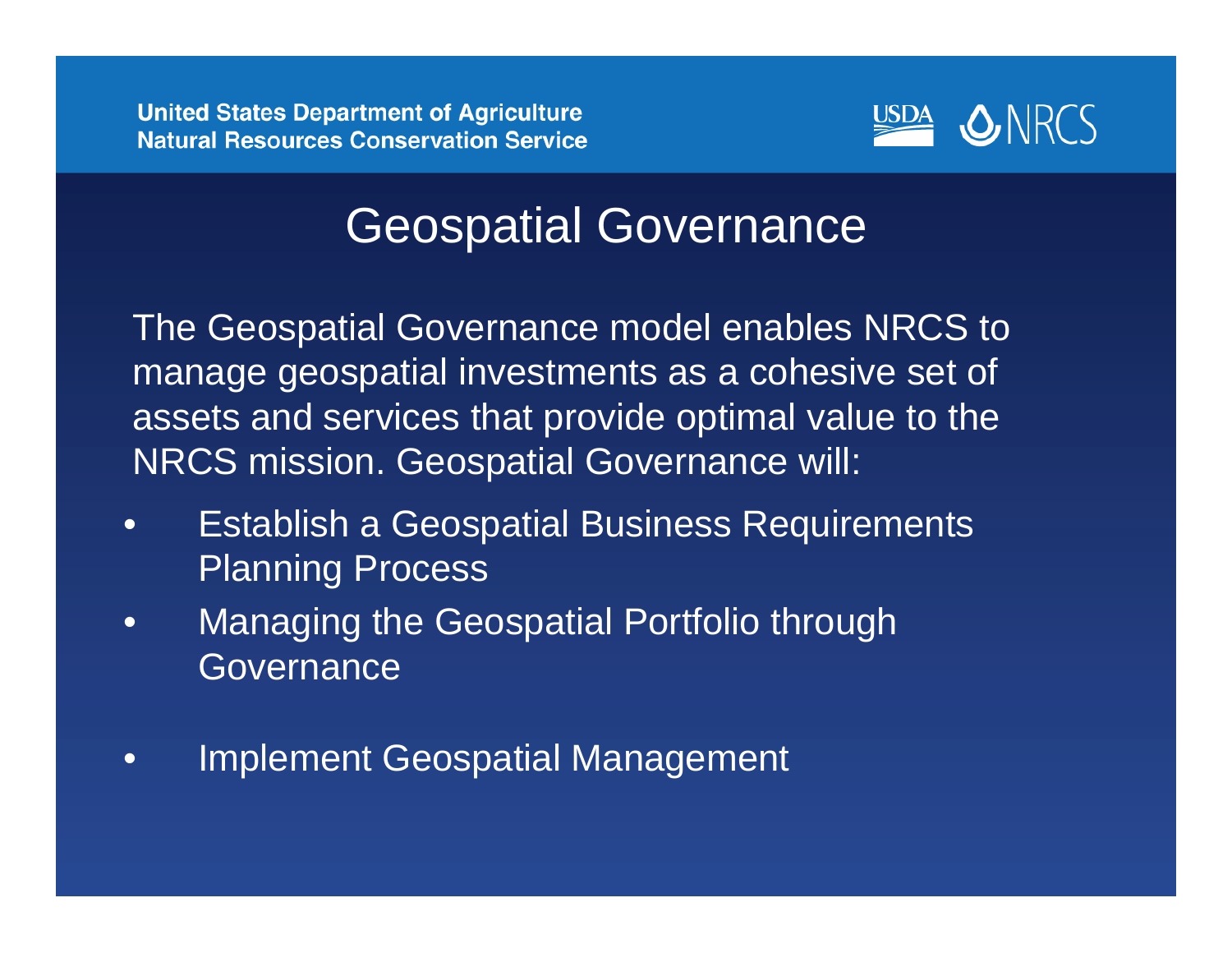# Geospatial Governance

The Geospatial Governance model enables NRCS to manage geospatial investments as a cohesive set of assets and services that provide optimal value to the NRCS mission. Geospatial Governance will:

- Establish a Geospatial Business Requirements Planning Process
- Managing the Geospatial Portfolio through Governance
- Implement Geospatial Management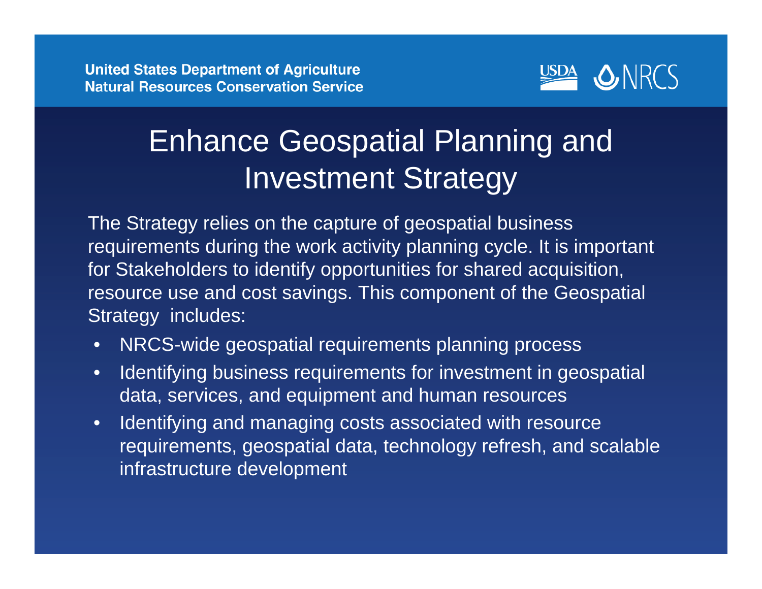# Enhance Geospatial Planning and Investment Strategy

The Strategy relies on the capture of geospatial business requirements during the work activity planning cycle. It is important for Stakeholders to identify opportunities for shared acquisition, resource use and cost savings. This component of the Geospatial Strategy includes:

- NRCS-wide geospatial requirements planning process
- Identifying business requirements for investment in geospatial data, services, and equipment and human resources
- Identifying and managing costs associated with resource requirements, geospatial data, technology refresh, and scalable infrastructure development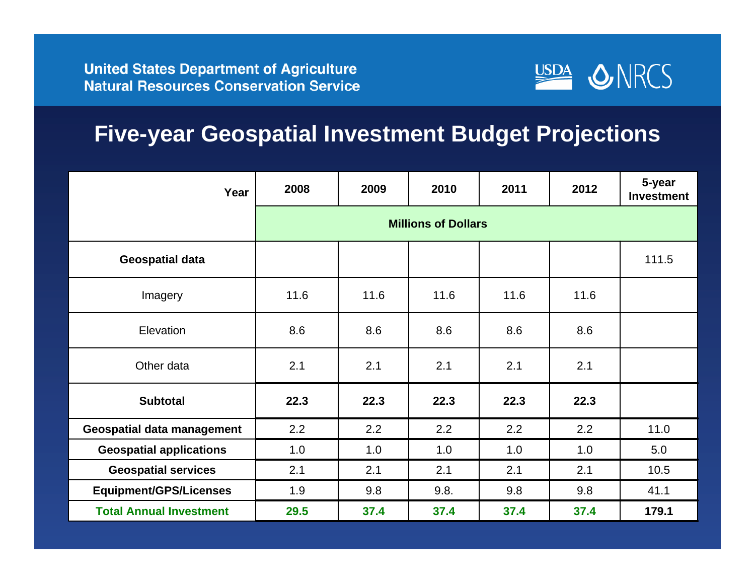United States Department of Agriculture
Natural Resources Conservation Service

# Five-year Geospatial Investment Budget Projections

| Year | 2008 | 2009 | 2010 | 2011 | 2012 | 5-year Investment |
|---|---|---|---|---|---|---|
| | Millions of Dollars | | | | | |
| **Geospatial data** | | | | | | 111.5 |
| Imagery | 11.6 | 11.6 | 11.6 | 11.6 | 11.6 | |
| Elevation | 8.6 | 8.6 | 8.6 | 8.6 | 8.6 | |
| Other data | 2.1 | 2.1 | 2.1 | 2.1 | 2.1 | |
| **Subtotal** | **22.3** | **22.3** | **22.3** | **22.3** | **22.3** | |
| **Geospatial data management** | 2.2 | 2.2 | 2.2 | 2.2 | 2.2 | 11.0 |
| **Geospatial applications** | 1.0 | 1.0 | 1.0 | 1.0 | 1.0 | 5.0 |
| **Geospatial services** | 2.1 | 2.1 | 2.1 | 2.1 | 2.1 | 10.5 |
| **Equipment/GPS/Licenses** | 1.9 | 9.8 | 9.8. | 9.8 | 9.8 | 41.1 |
| **Total Annual Investment** | **29.5** | **37.4** | **37.4** | **37.4** | **37.4** | **179.1** |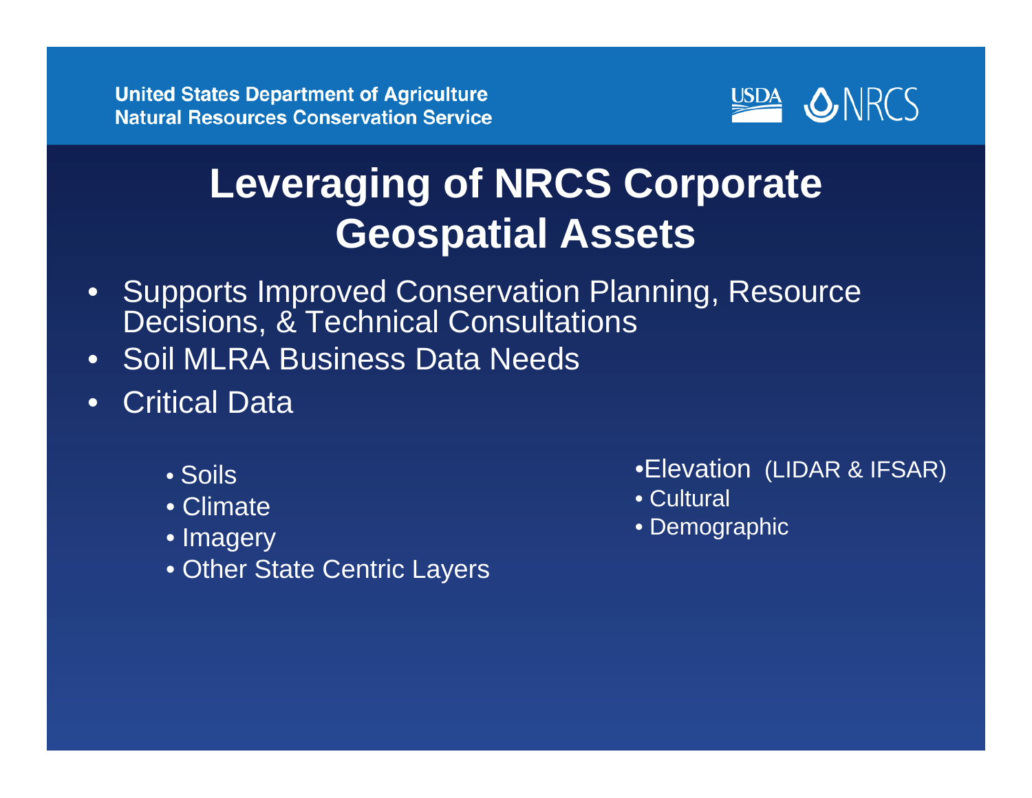United States Department of Agriculture
Natural Resources Conservation Service

USDA NRCS

# Leveraging of NRCS Corporate Geospatial Assets

- Supports Improved Conservation Planning, Resource Decisions, & Technical Consultations
- Soil MLRA Business Data Needs
- Critical Data
  - Soils
  - Climate
  - Imagery
  - Other State Centric Layers
  - Elevation (LIDAR & IFSAR)
  - Cultural
  - Demographic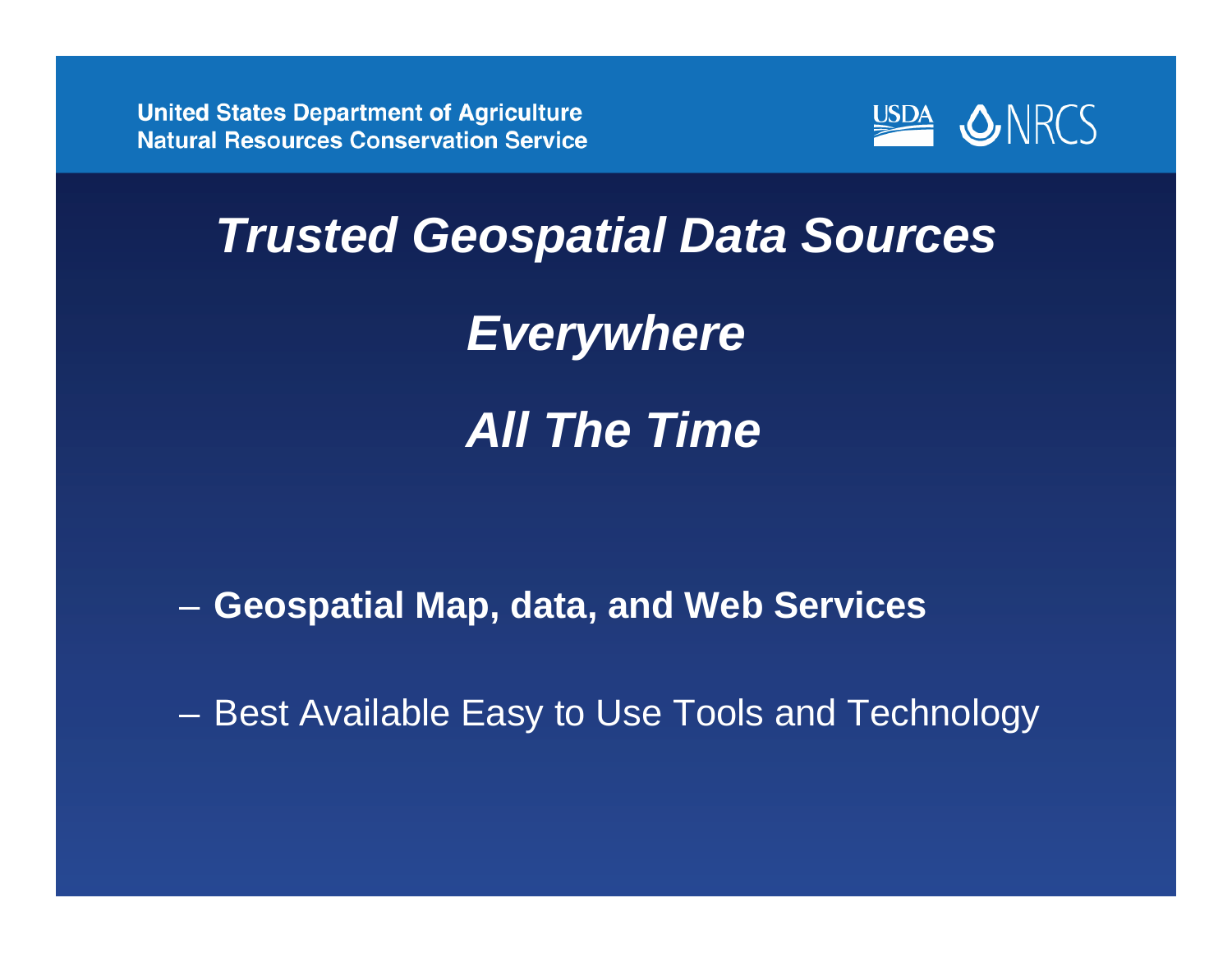United States Department of Agriculture
Natural Resources Conservation Service

USDA NRCS

# *Trusted Geospatial Data Sources*

# *Everywhere*

# *All The Time*

- **Geospatial Map, data, and Web Services**
- Best Available Easy to Use Tools and Technology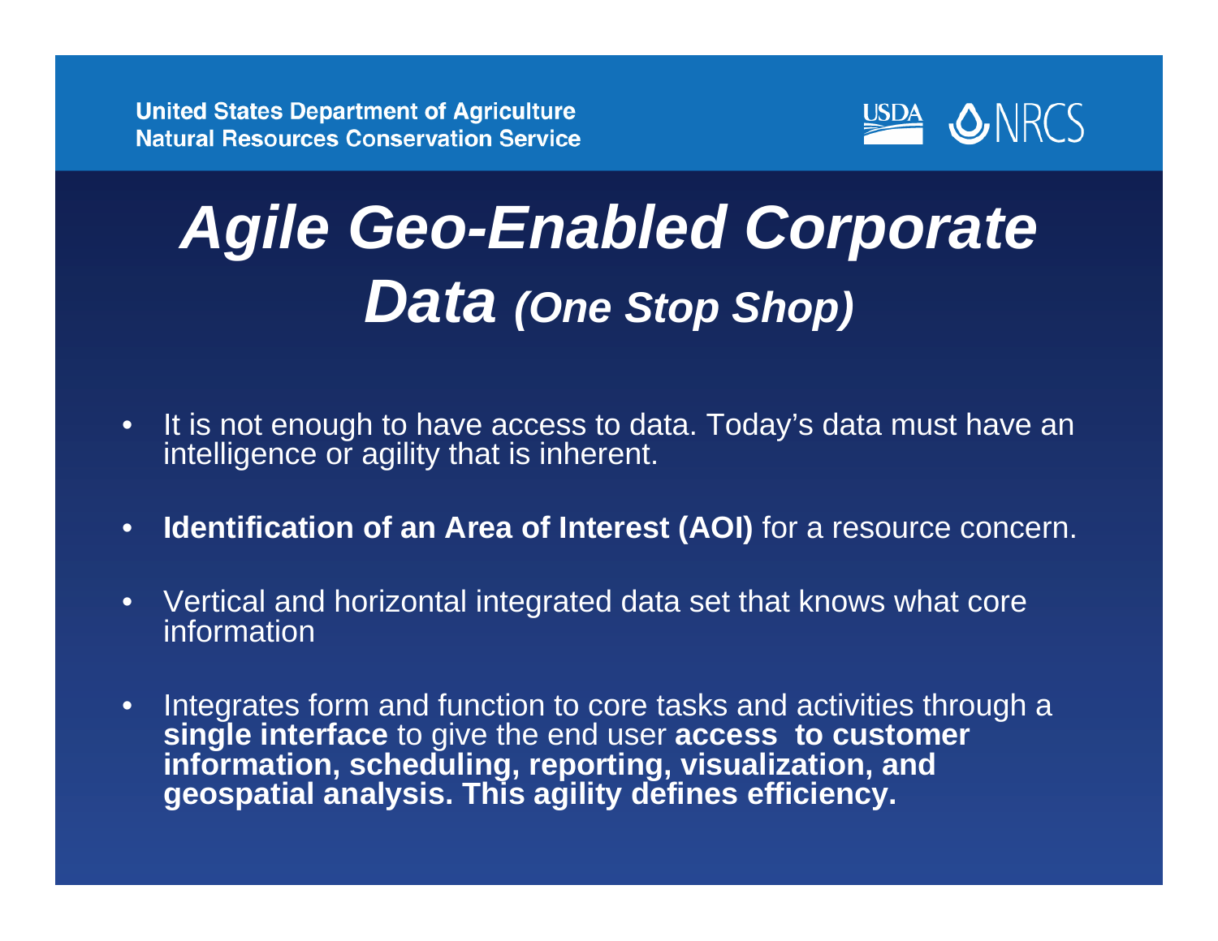United States Department of Agriculture
Natural Resources Conservation Service

# *Agile Geo-Enabled Corporate Data (One Stop Shop)*

- It is not enough to have access to data. Today's data must have an intelligence or agility that is inherent.
- **Identification of an Area of Interest (AOI)** for a resource concern.
- Vertical and horizontal integrated data set that knows what core information
- Integrates form and function to core tasks and activities through a **single interface** to give the end user **access to customer information, scheduling, reporting, visualization, and geospatial analysis. This agility defines efficiency.**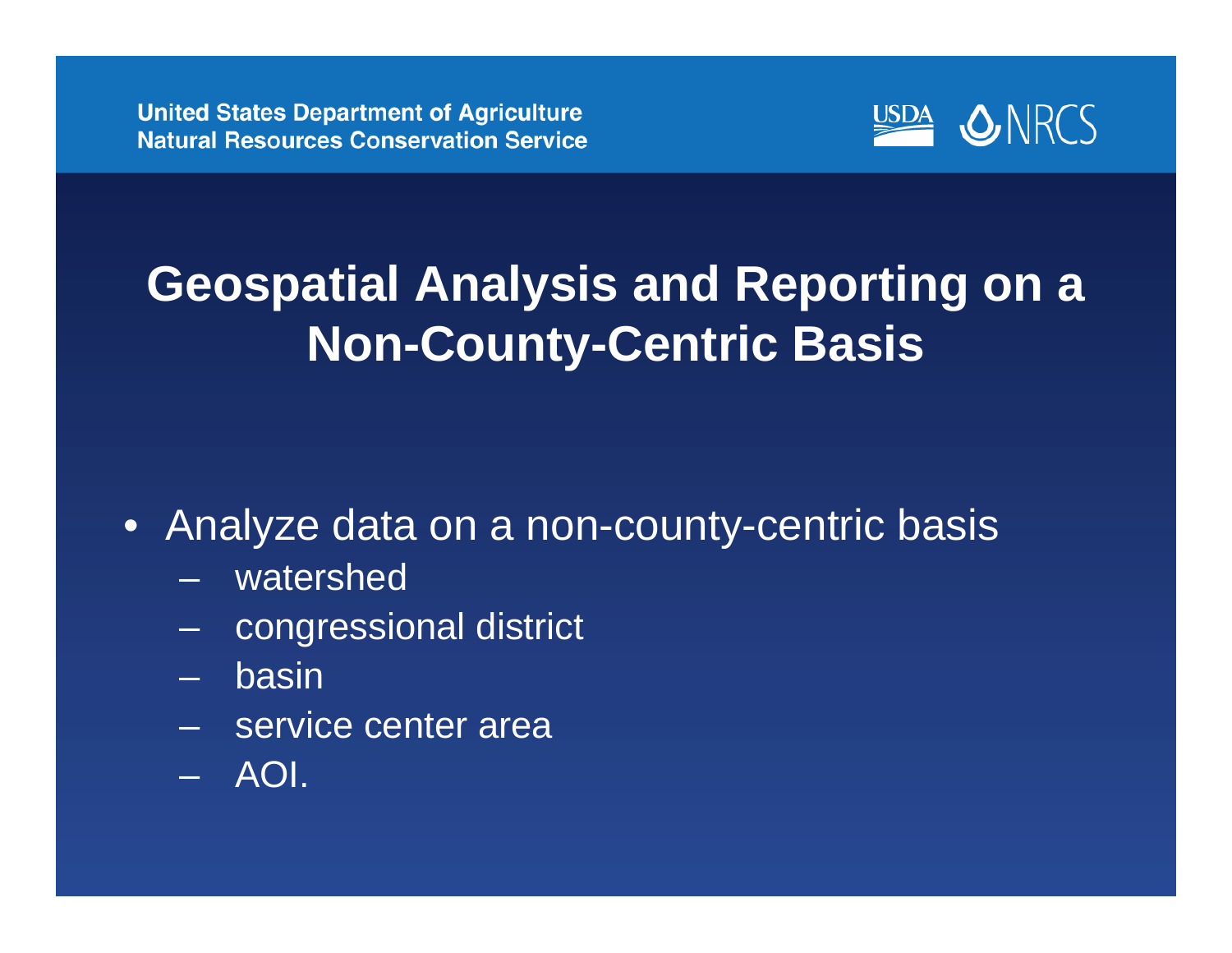United States Department of Agriculture
Natural Resources Conservation Service

# Geospatial Analysis and Reporting on a Non-County-Centric Basis

- Analyze data on a non-county-centric basis
  - watershed
  - congressional district
  - basin
  - service center area
  - AOI.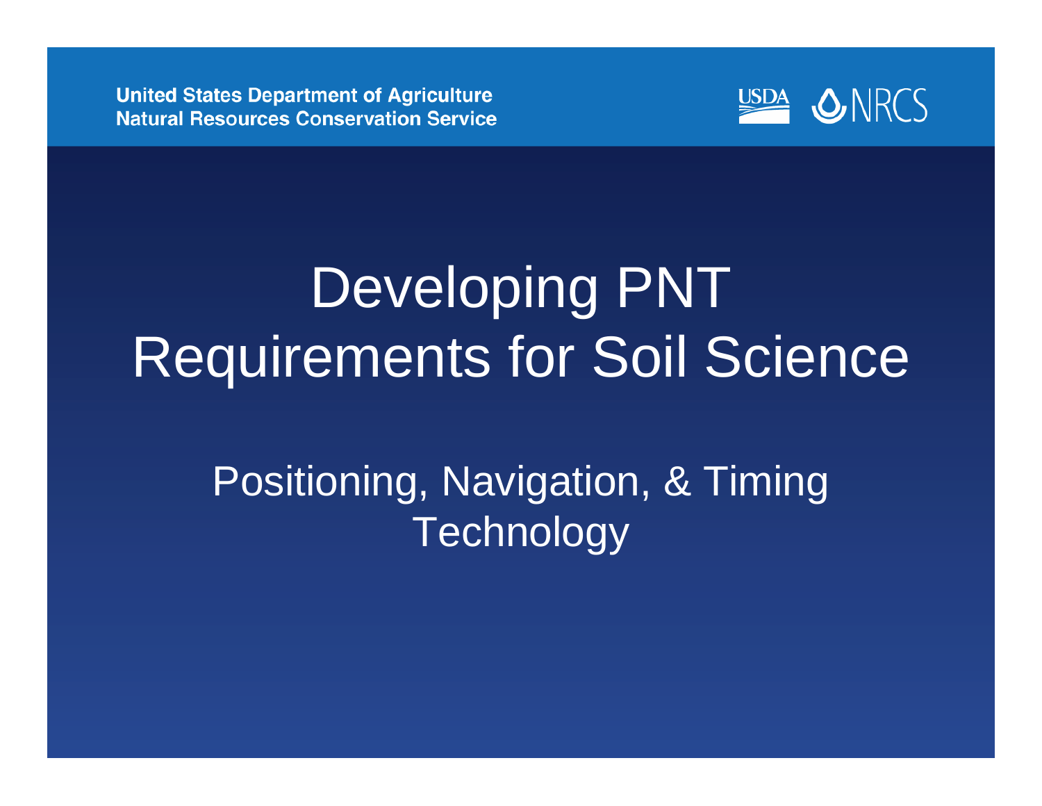United States Department of Agriculture
Natural Resources Conservation Service

USDA NRCS

# Developing PNT Requirements for Soil Science

## Positioning, Navigation, & Timing Technology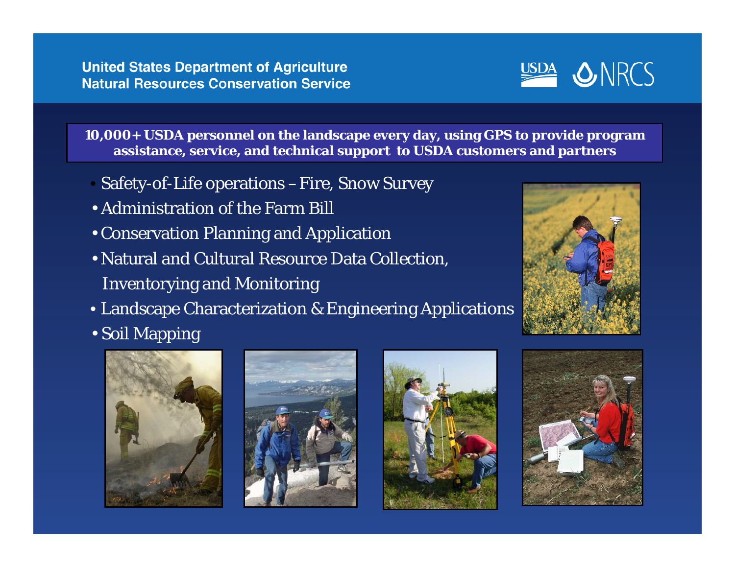United States Department of Agriculture
Natural Resources Conservation Service

**10,000+ USDA personnel on the landscape every day, using GPS to provide program assistance, service, and technical support to USDA customers and partners**

- Safety-of-Life operations – Fire, Snow Survey
- Administration of the Farm Bill
- Conservation Planning and Application
- Natural and Cultural Resource Data Collection, Inventorying and Monitoring
- Landscape Characterization & Engineering Applications
- Soil Mapping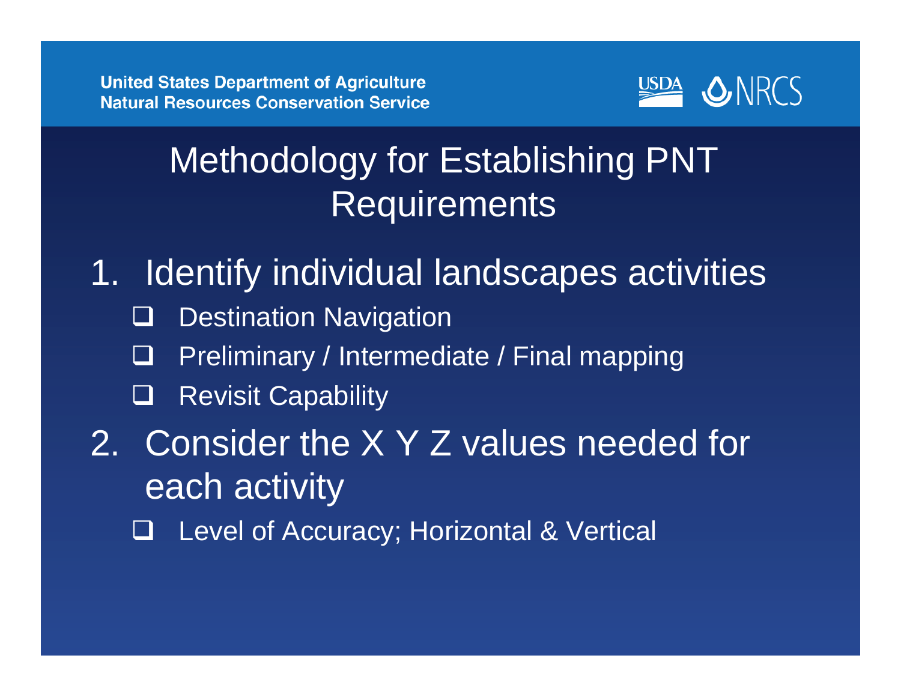# Methodology for Establishing PNT Requirements

1. Identify individual landscapes activities
   - ❑ Destination Navigation
   - ❑ Preliminary / Intermediate / Final mapping
   - ❑ Revisit Capability
2. Consider the X Y Z values needed for each activity
   - ❑ Level of Accuracy; Horizontal & Vertical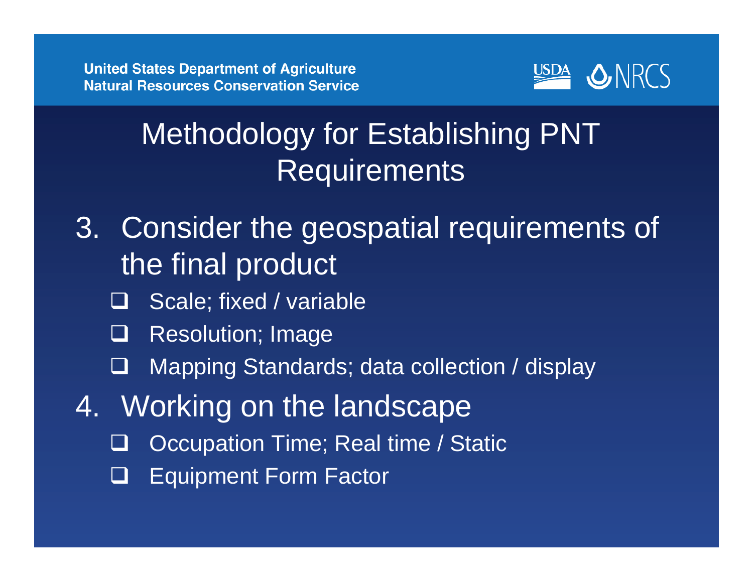# Methodology for Establishing PNT Requirements

3. Consider the geospatial requirements of the final product
   - ❑ Scale; fixed / variable
   - ❑ Resolution; Image
   - ❑ Mapping Standards; data collection / display
4. Working on the landscape
   - ❑ Occupation Time; Real time / Static
   - ❑ Equipment Form Factor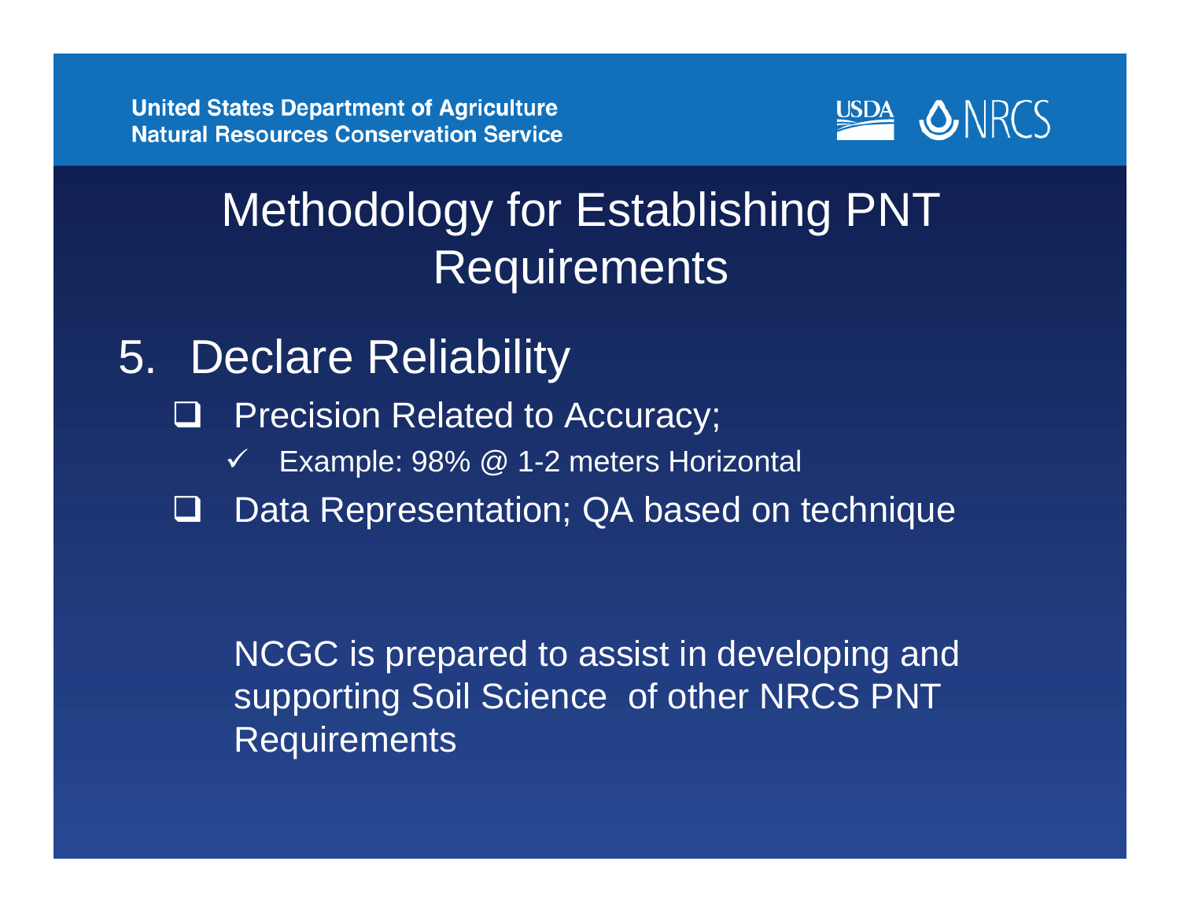# Methodology for Establishing PNT Requirements

5. Declare Reliability
   - ❑ Precision Related to Accuracy;
     - ✓ Example: 98% @ 1-2 meters Horizontal
   - ❑ Data Representation; QA based on technique

NCGC is prepared to assist in developing and supporting Soil Science of other NRCS PNT Requirements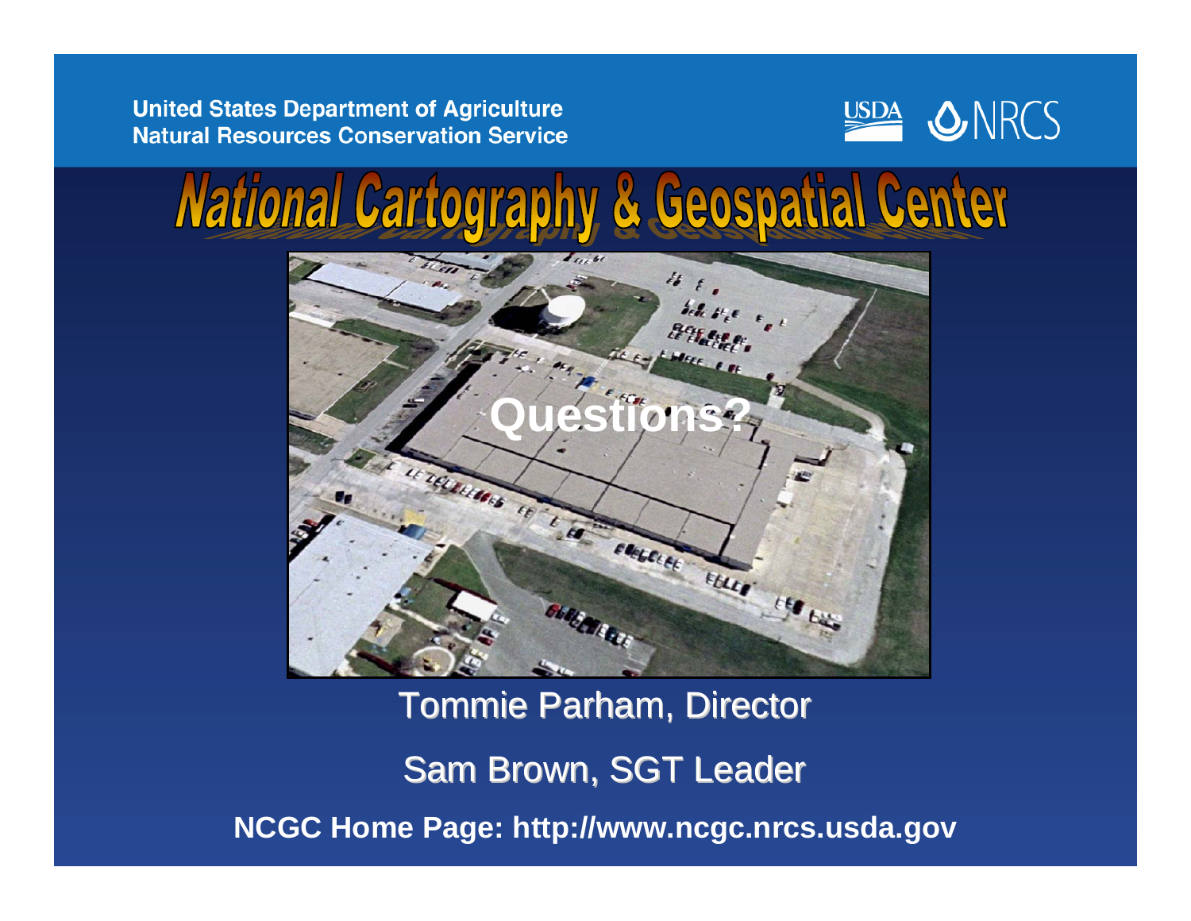United States Department of Agriculture
Natural Resources Conservation Service

USDA NRCS

# National Cartography & Geospatial Center

Questions?

Tommie Parham, Director

Sam Brown, SGT Leader

**NCGC Home Page: http://www.ncgc.nrcs.usda.gov**